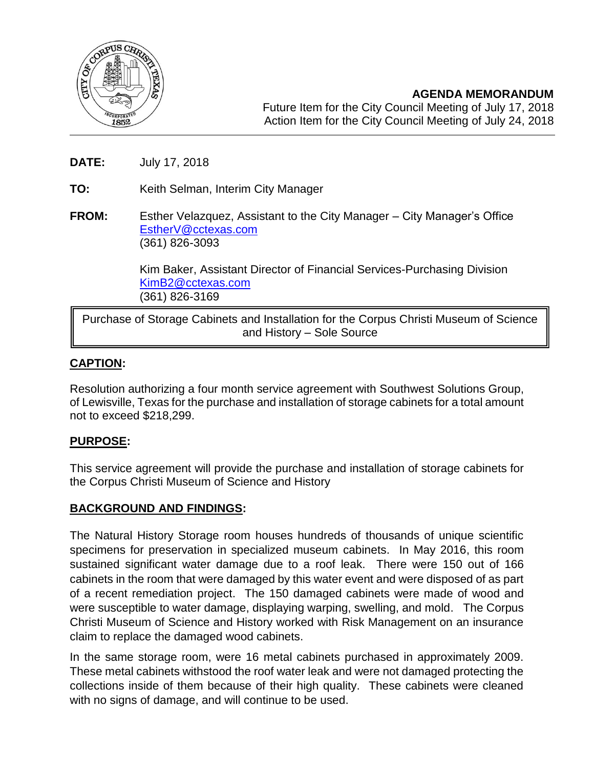## AGENDA MEMORANDUM

Future Item for the City Council Meeting of July 17, 2018
Action Item for the City Council Meeting of July 24, 2018

**DATE:** July 17, 2018

**TO:** Keith Selman, Interim City Manager

**FROM:** Esther Velazquez, Assistant to the City Manager – City Manager's Office
EstherV@cctexas.com
(361) 826-3093

Kim Baker, Assistant Director of Financial Services-Purchasing Division
KimB2@cctexas.com
(361) 826-3169

**Purchase of Storage Cabinets and Installation for the Corpus Christi Museum of Science and History – Sole Source**

### CAPTION:

Resolution authorizing a four month service agreement with Southwest Solutions Group, of Lewisville, Texas for the purchase and installation of storage cabinets for a total amount not to exceed $218,299.

### PURPOSE:

This service agreement will provide the purchase and installation of storage cabinets for the Corpus Christi Museum of Science and History

### BACKGROUND AND FINDINGS:

The Natural History Storage room houses hundreds of thousands of unique scientific specimens for preservation in specialized museum cabinets. In May 2016, this room sustained significant water damage due to a roof leak. There were 150 out of 166 cabinets in the room that were damaged by this water event and were disposed of as part of a recent remediation project. The 150 damaged cabinets were made of wood and were susceptible to water damage, displaying warping, swelling, and mold. The Corpus Christi Museum of Science and History worked with Risk Management on an insurance claim to replace the damaged wood cabinets.

In the same storage room, were 16 metal cabinets purchased in approximately 2009. These metal cabinets withstood the roof water leak and were not damaged protecting the collections inside of them because of their high quality. These cabinets were cleaned with no signs of damage, and will continue to be used.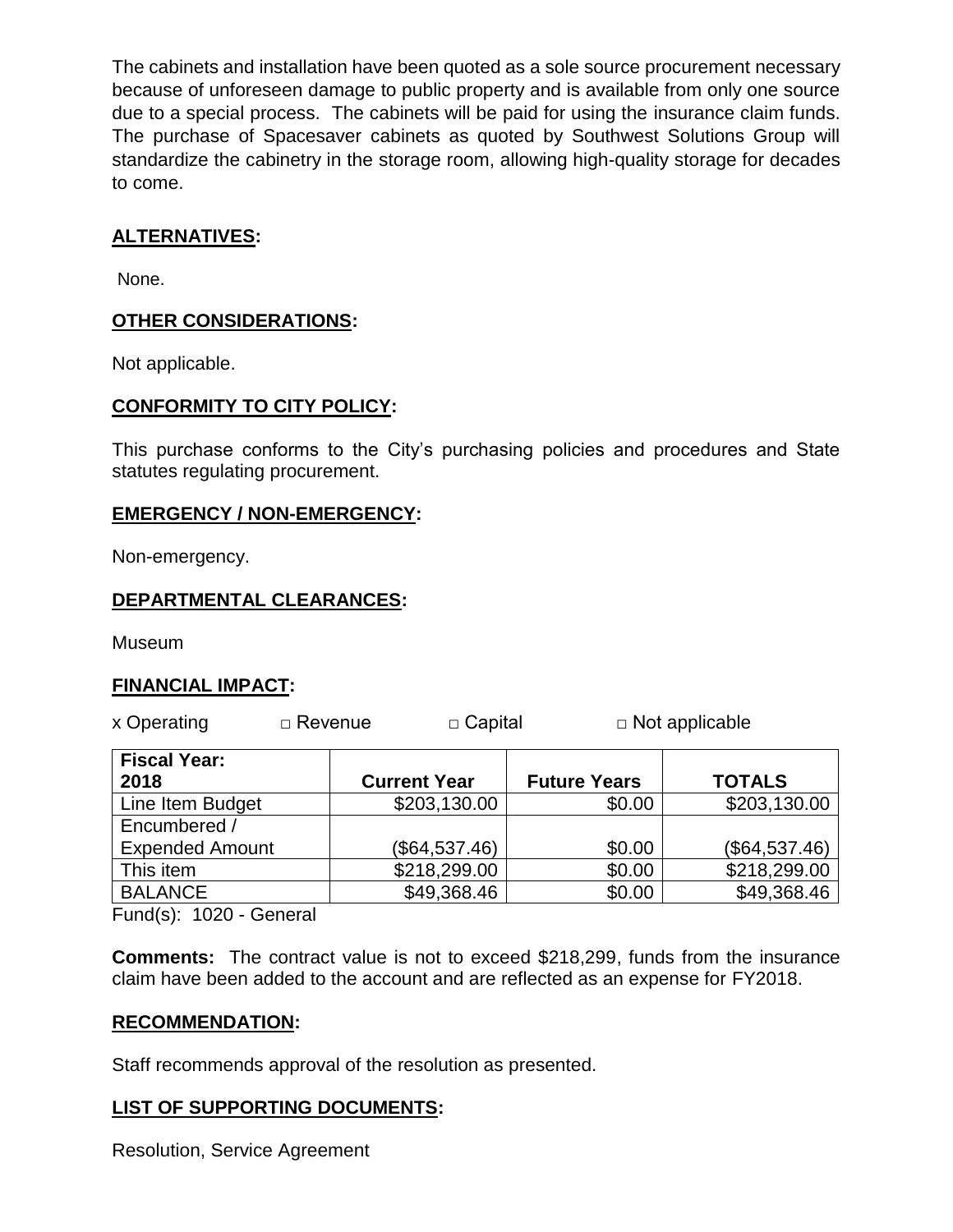The cabinets and installation have been quoted as a sole source procurement necessary because of unforeseen damage to public property and is available from only one source due to a special process. The cabinets will be paid for using the insurance claim funds. The purchase of Spacesaver cabinets as quoted by Southwest Solutions Group will standardize the cabinetry in the storage room, allowing high-quality storage for decades to come.

## ALTERNATIVES:

None.

## OTHER CONSIDERATIONS:

Not applicable.

## CONFORMITY TO CITY POLICY:

This purchase conforms to the City's purchasing policies and procedures and State statutes regulating procurement.

## EMERGENCY / NON-EMERGENCY:

Non-emergency.

## DEPARTMENTAL CLEARANCES:

Museum

## FINANCIAL IMPACT:

x Operating □ Revenue □ Capital □ Not applicable

| Fiscal Year: 2018 | Current Year | Future Years | TOTALS |
|---|---|---|---|
| Line Item Budget | $203,130.00 | $0.00 | $203,130.00 |
| Encumbered / Expended Amount | ($64,537.46) | $0.00 | ($64,537.46) |
| This item | $218,299.00 | $0.00 | $218,299.00 |
| BALANCE | $49,368.46 | $0.00 | $49,368.46 |

Fund(s): 1020 - General

**Comments:** The contract value is not to exceed $218,299, funds from the insurance claim have been added to the account and are reflected as an expense for FY2018.

## RECOMMENDATION:

Staff recommends approval of the resolution as presented.

## LIST OF SUPPORTING DOCUMENTS:

Resolution, Service Agreement